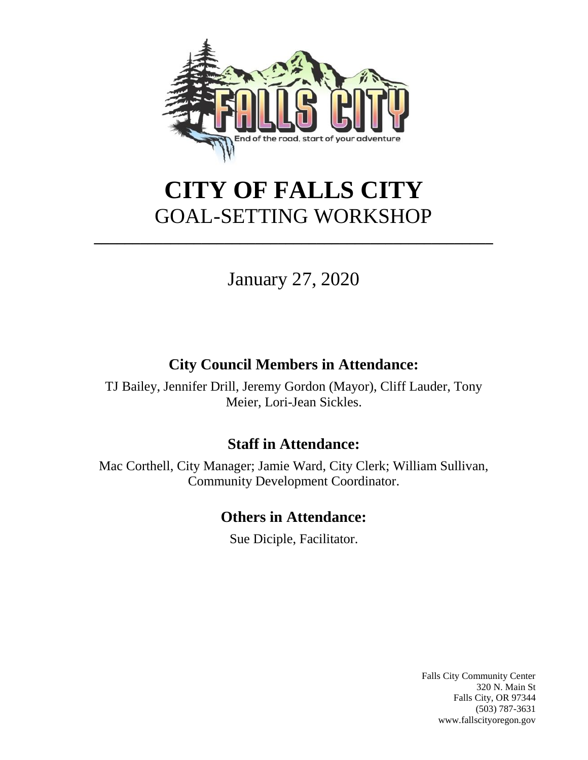# CITY OF FALLS CITY

## GOAL-SETTING WORKSHOP

January 27, 2020

### City Council Members in Attendance:

TJ Bailey, Jennifer Drill, Jeremy Gordon (Mayor), Cliff Lauder, Tony Meier, Lori-Jean Sickles.

### Staff in Attendance:

Mac Corthell, City Manager; Jamie Ward, City Clerk; William Sullivan, Community Development Coordinator.

### Others in Attendance:

Sue Diciple, Facilitator.

Falls City Community Center
320 N. Main St
Falls City, OR 97344
(503) 787-3631
www.fallscityoregon.gov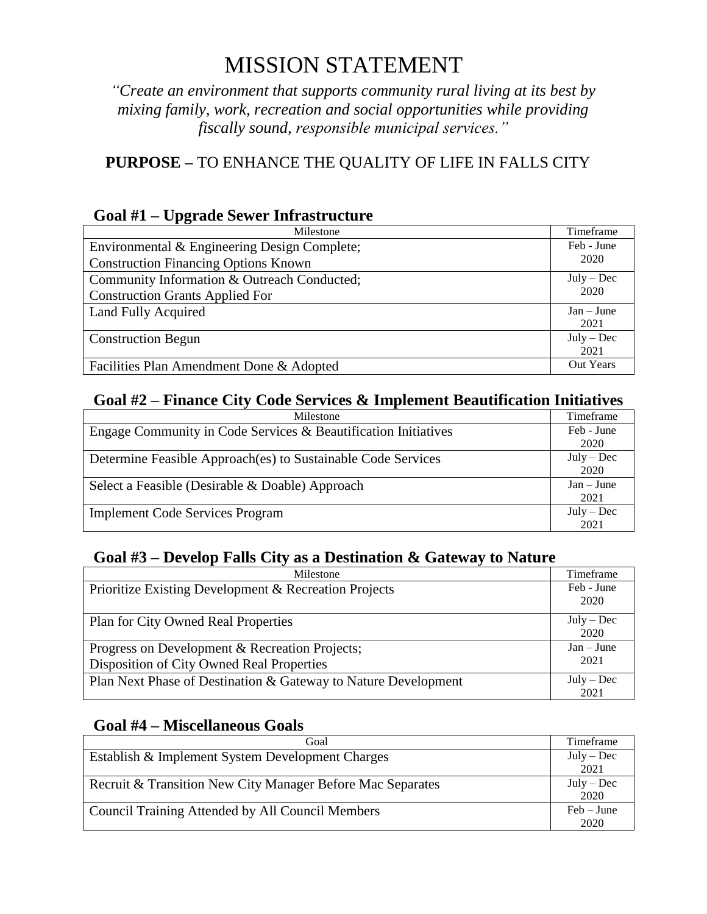# MISSION STATEMENT

*"Create an environment that supports community rural living at its best by mixing family, work, recreation and social opportunities while providing fiscally sound, responsible municipal services."*

**PURPOSE –** TO ENHANCE THE QUALITY OF LIFE IN FALLS CITY

### Goal #1 – Upgrade Sewer Infrastructure

| Milestone | Timeframe |
|---|---|
| Environmental & Engineering Design Complete;<br>Construction Financing Options Known | Feb - June 2020 |
| Community Information & Outreach Conducted;<br>Construction Grants Applied For | July – Dec 2020 |
| Land Fully Acquired | Jan – June 2021 |
| Construction Begun | July – Dec 2021 |
| Facilities Plan Amendment Done & Adopted | Out Years |

### Goal #2 – Finance City Code Services & Implement Beautification Initiatives

| Milestone | Timeframe |
|---|---|
| Engage Community in Code Services & Beautification Initiatives | Feb - June 2020 |
| Determine Feasible Approach(es) to Sustainable Code Services | July – Dec 2020 |
| Select a Feasible (Desirable & Doable) Approach | Jan – June 2021 |
| Implement Code Services Program | July – Dec 2021 |

### Goal #3 – Develop Falls City as a Destination & Gateway to Nature

| Milestone | Timeframe |
|---|---|
| Prioritize Existing Development & Recreation Projects | Feb - June 2020 |
| Plan for City Owned Real Properties | July – Dec 2020 |
| Progress on Development & Recreation Projects;<br>Disposition of City Owned Real Properties | Jan – June 2021 |
| Plan Next Phase of Destination & Gateway to Nature Development | July – Dec 2021 |

### Goal #4 – Miscellaneous Goals

| Goal | Timeframe |
|---|---|
| Establish & Implement System Development Charges | July – Dec 2021 |
| Recruit & Transition New City Manager Before Mac Separates | July – Dec 2020 |
| Council Training Attended by All Council Members | Feb – June 2020 |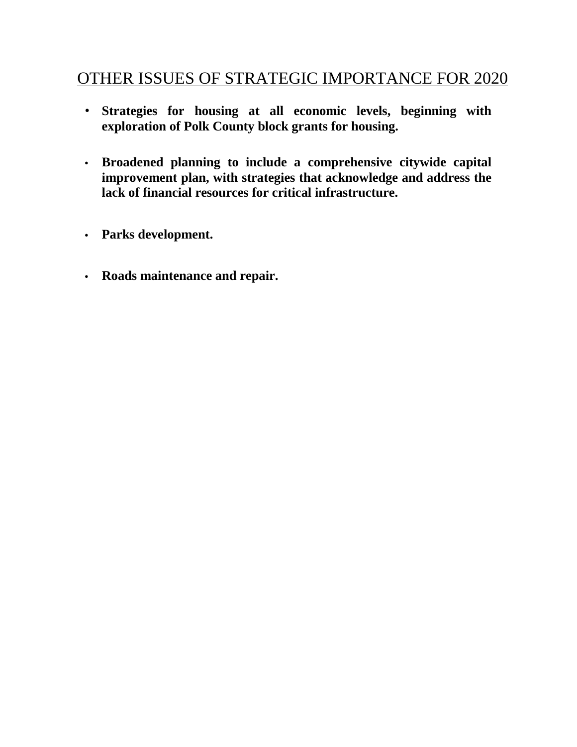## OTHER ISSUES OF STRATEGIC IMPORTANCE FOR 2020

- **Strategies for housing at all economic levels, beginning with exploration of Polk County block grants for housing.**

- **Broadened planning to include a comprehensive citywide capital improvement plan, with strategies that acknowledge and address the lack of financial resources for critical infrastructure.**

- **Parks development.**

- **Roads maintenance and repair.**